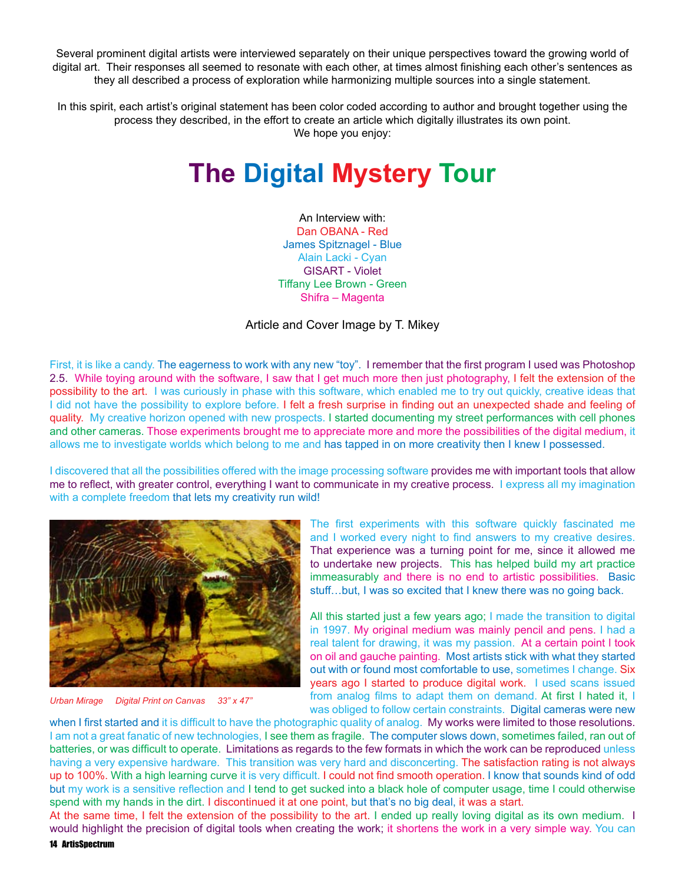Several prominent digital artists were interviewed separately on their unique perspectives toward the growing world of digital art. Their responses all seemed to resonate with each other, at times almost finishing each other's sentences as they all described a process of exploration while harmonizing multiple sources into a single statement.

In this spirit, each artist's original statement has been color coded according to author and brought together using the process they described, in the effort to create an article which digitally illustrates its own point. We hope you enjoy:

# The Digital Mystery Tour

An Interview with:
Dan OBANA - Red
James Spitznagel - Blue
Alain Lacki - Cyan
GISART - Violet
Tiffany Lee Brown - Green
Shifra – Magenta

Article and Cover Image by T. Mikey

First, it is like a candy. The eagerness to work with any new "toy". I remember that the first program I used was Photoshop 2.5. While toying around with the software, I saw that I get much more then just photography, I felt the extension of the possibility to the art. I was curiously in phase with this software, which enabled me to try out quickly, creative ideas that I did not have the possibility to explore before. I felt a fresh surprise in finding out an unexpected shade and feeling of quality. My creative horizon opened with new prospects. I started documenting my street performances with cell phones and other cameras. Those experiments brought me to appreciate more and more the possibilities of the digital medium, it allows me to investigate worlds which belong to me and has tapped in on more creativity then I knew I possessed.

I discovered that all the possibilities offered with the image processing software provides me with important tools that allow me to reflect, with greater control, everything I want to communicate in my creative process. I express all my imagination with a complete freedom that lets my creativity run wild!

*Urban Mirage Digital Print on Canvas 33" x 47"*

The first experiments with this software quickly fascinated me and I worked every night to find answers to my creative desires. That experience was a turning point for me, since it allowed me to undertake new projects. This has helped build my art practice immeasurably and there is no end to artistic possibilities. Basic stuff…but, I was so excited that I knew there was no going back.

All this started just a few years ago; I made the transition to digital in 1997. My original medium was mainly pencil and pens. I had a real talent for drawing, it was my passion. At a certain point I took on oil and gauche painting. Most artists stick with what they started out with or found most comfortable to use, sometimes I change. Six years ago I started to produce digital work. I used scans issued from analog films to adapt them on demand. At first I hated it, I was obliged to follow certain constraints. Digital cameras were new when I first started and it is difficult to have the photographic quality of analog. My works were limited to those resolutions. I am not a great fanatic of new technologies, I see them as fragile. The computer slows down, sometimes failed, ran out of batteries, or was difficult to operate. Limitations as regards to the few formats in which the work can be reproduced unless having a very expensive hardware. This transition was very hard and disconcerting. The satisfaction rating is not always up to 100%. With a high learning curve it is very difficult. I could not find smooth operation. I know that sounds kind of odd but my work is a sensitive reflection and I tend to get sucked into a black hole of computer usage, time I could otherwise spend with my hands in the dirt. I discontinued it at one point, but that's no big deal, it was a start.

At the same time, I felt the extension of the possibility to the art. I ended up really loving digital as its own medium. I would highlight the precision of digital tools when creating the work; it shortens the work in a very simple way. You can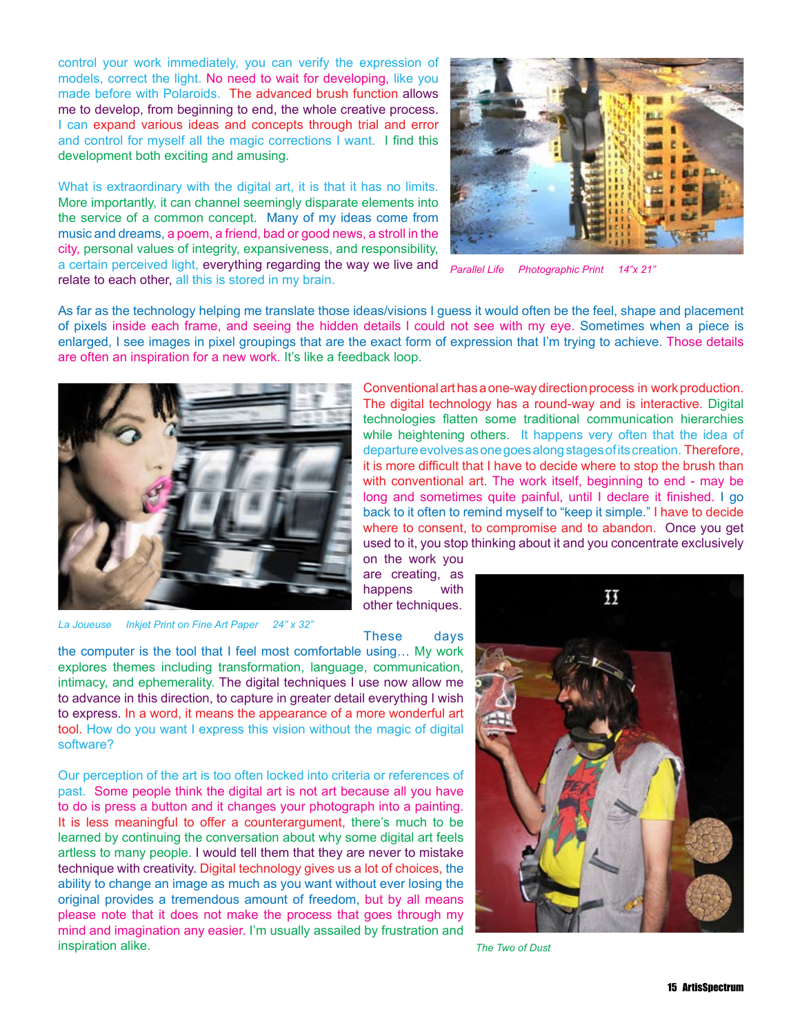control your work immediately, you can verify the expression of models, correct the light. No need to wait for developing, like you made before with Polaroids. The advanced brush function allows me to develop, from beginning to end, the whole creative process. I can expand various ideas and concepts through trial and error and control for myself all the magic corrections I want. I find this development both exciting and amusing.

What is extraordinary with the digital art, it is that it has no limits. More importantly, it can channel seemingly disparate elements into the service of a common concept. Many of my ideas come from music and dreams, a poem, a friend, bad or good news, a stroll in the city, personal values of integrity, expansiveness, and responsibility, a certain perceived light, everything regarding the way we live and relate to each other, all this is stored in my brain.

*Parallel Life     Photographic Print     14"x 21"*

As far as the technology helping me translate those ideas/visions I guess it would often be the feel, shape and placement of pixels inside each frame, and seeing the hidden details I could not see with my eye. Sometimes when a piece is enlarged, I see images in pixel groupings that are the exact form of expression that I'm trying to achieve. Those details are often an inspiration for a new work. It's like a feedback loop.

Conventional art has a one-way direction process in work production. The digital technology has a round-way and is interactive. Digital technologies flatten some traditional communication hierarchies while heightening others. It happens very often that the idea of departure evolves as one goes along stages of its creation. Therefore, it is more difficult that I have to decide where to stop the brush than with conventional art. The work itself, beginning to end - may be long and sometimes quite painful, until I declare it finished. I go back to it often to remind myself to "keep it simple." I have to decide where to consent, to compromise and to abandon. Once you get used to it, you stop thinking about it and you concentrate exclusively on the work you are creating, as happens with other techniques.

*La Joueuse     Inkjet Print on Fine Art Paper     24" x 32"*

These days the computer is the tool that I feel most comfortable using… My work explores themes including transformation, language, communication, intimacy, and ephemerality. The digital techniques I use now allow me to advance in this direction, to capture in greater detail everything I wish to express. In a word, it means the appearance of a more wonderful art tool. How do you want I express this vision without the magic of digital software?

Our perception of the art is too often locked into criteria or references of past. Some people think the digital art is not art because all you have to do is press a button and it changes your photograph into a painting. It is less meaningful to offer a counterargument, there's much to be learned by continuing the conversation about why some digital art feels artless to many people. I would tell them that they are never to mistake technique with creativity. Digital technology gives us a lot of choices, the ability to change an image as much as you want without ever losing the original provides a tremendous amount of freedom, but by all means please note that it does not make the process that goes through my mind and imagination any easier. I'm usually assailed by frustration and inspiration alike.

*The Two of Dust*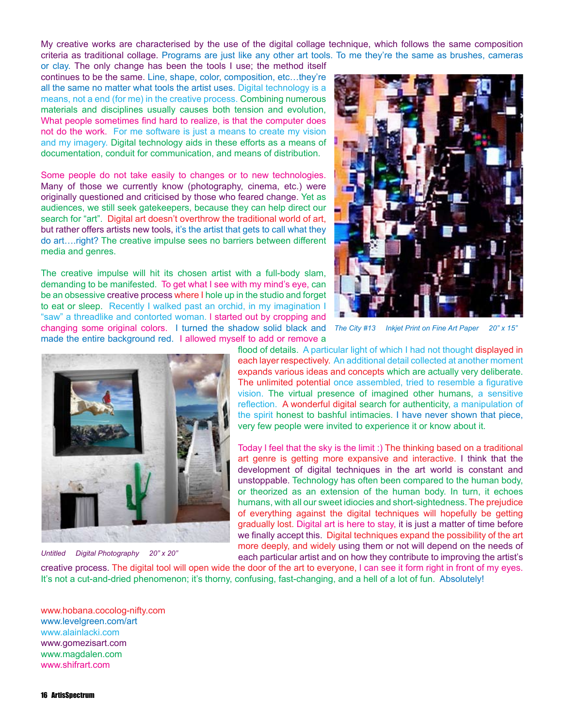My creative works are characterised by the use of the digital collage technique, which follows the same composition criteria as traditional collage. Programs are just like any other art tools. To me they're the same as brushes, cameras or clay. The only change has been the tools I use; the method itself continues to be the same. Line, shape, color, composition, etc…they're all the same no matter what tools the artist uses. Digital technology is a means, not a end (for me) in the creative process. Combining numerous materials and disciplines usually causes both tension and evolution, What people sometimes find hard to realize, is that the computer does not do the work. For me software is just a means to create my vision and my imagery. Digital technology aids in these efforts as a means of documentation, conduit for communication, and means of distribution.

Some people do not take easily to changes or to new technologies. Many of those we currently know (photography, cinema, etc.) were originally questioned and criticised by those who feared change. Yet as audiences, we still seek gatekeepers, because they can help direct our search for "art". Digital art doesn't overthrow the traditional world of art, but rather offers artists new tools, it's the artist that gets to call what they do art….right? The creative impulse sees no barriers between different media and genres.

The creative impulse will hit its chosen artist with a full-body slam, demanding to be manifested. To get what I see with my mind's eye, can be an obsessive creative process where I hole up in the studio and forget to eat or sleep. Recently I walked past an orchid, in my imagination I "saw" a threadlike and contorted woman. I started out by cropping and changing some original colors. I turned the shadow solid black and made the entire background red. I allowed myself to add or remove a flood of details. A particular light of which I had not thought displayed in each layer respectively. An additional detail collected at another moment expands various ideas and concepts which are actually very deliberate. The unlimited potential once assembled, tried to resemble a figurative vision. The virtual presence of imagined other humans, a sensitive reflection. A wonderful digital search for authenticity, a manipulation of the spirit honest to bashful intimacies. I have never shown that piece, very few people were invited to experience it or know about it.

*The City #13 Inkjet Print on Fine Art Paper 20" x 15"*

*Untitled Digital Photography 20" x 20"*

Today I feel that the sky is the limit :) The thinking based on a traditional art genre is getting more expansive and interactive. I think that the development of digital techniques in the art world is constant and unstoppable. Technology has often been compared to the human body, or theorized as an extension of the human body. In turn, it echoes humans, with all our sweet idiocies and short-sightedness. The prejudice of everything against the digital techniques will hopefully be getting gradually lost. Digital art is here to stay, it is just a matter of time before we finally accept this. Digital techniques expand the possibility of the art more deeply, and widely using them or not will depend on the needs of each particular artist and on how they contribute to improving the artist's creative process. The digital tool will open wide the door of the art to everyone, I can see it form right in front of my eyes. It's not a cut-and-dried phenomenon; it's thorny, confusing, fast-changing, and a hell of a lot of fun. Absolutely!

www.hobana.cocolog-nifty.com
www.levelgreen.com/art
www.alainlacki.com
www.gomezisart.com
www.magdalen.com
www.shifrart.com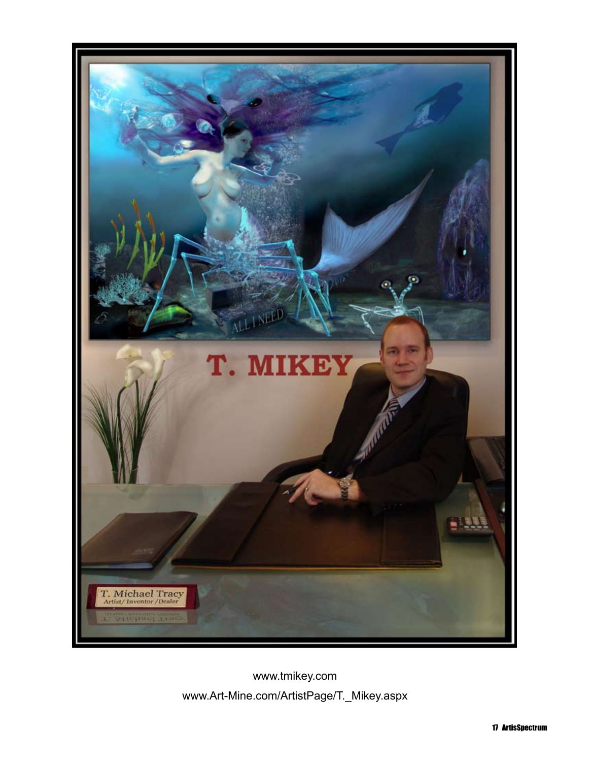www.tmikey.com

www.Art-Mine.com/ArtistPage/T._Mikey.aspx